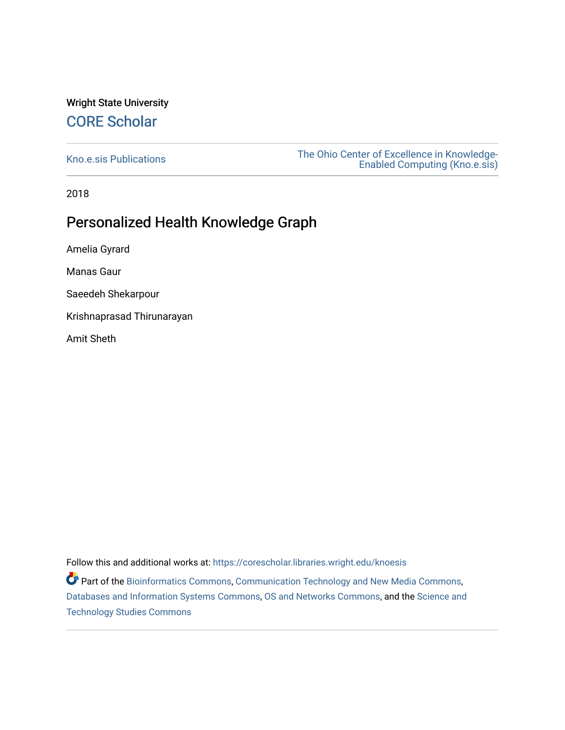Wright State University

# CORE Scholar

Kno.e.sis Publications

The Ohio Center of Excellence in Knowledge-Enabled Computing (Kno.e.sis)

2018

## Personalized Health Knowledge Graph

Amelia Gyrard

Manas Gaur

Saeedeh Shekarpour

Krishnaprasad Thirunarayan

Amit Sheth

Follow this and additional works at: https://corescholar.libraries.wright.edu/knoesis

Part of the Bioinformatics Commons, Communication Technology and New Media Commons, Databases and Information Systems Commons, OS and Networks Commons, and the Science and Technology Studies Commons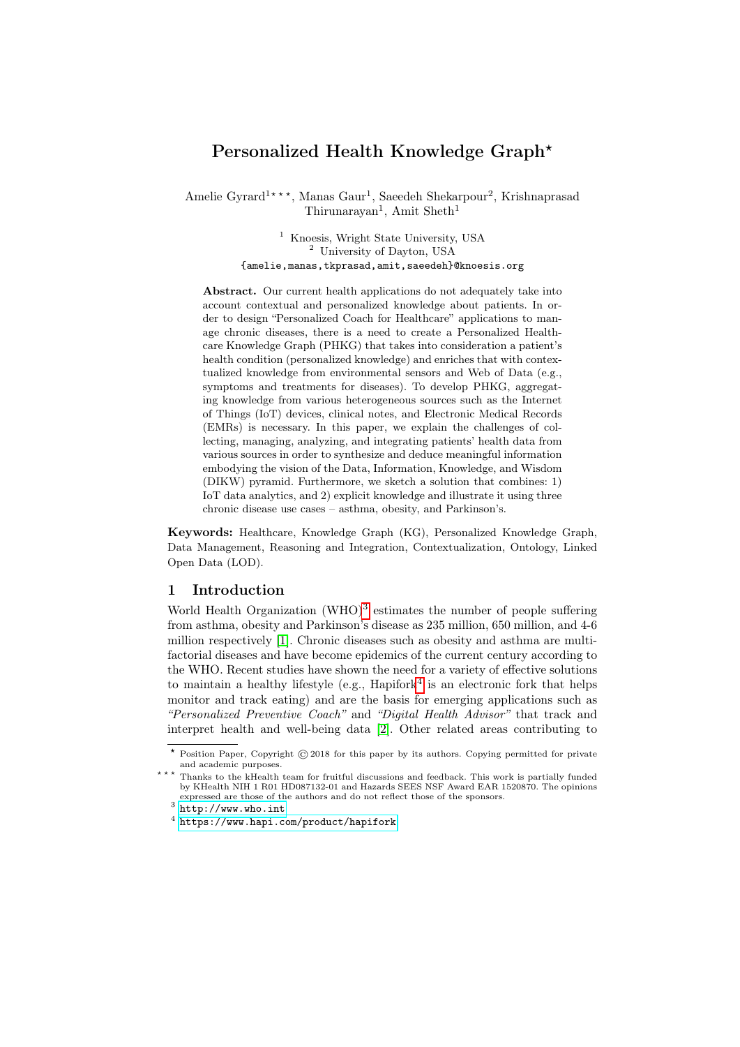# Personalized Health Knowledge Graph*

Amelie Gyrard[1]***, Manas Gaur[1], Saeedeh Shekarpour[2], Krishnaprasad Thirunarayan[1], Amit Sheth[1]

[1] Knoesis, Wright State University, USA
[2] University of Dayton, USA
{amelie,manas,tkprasad,amit,saeedeh}@knoesis.org

**Abstract.** Our current health applications do not adequately take into account contextual and personalized knowledge about patients. In order to design "Personalized Coach for Healthcare" applications to manage chronic diseases, there is a need to create a Personalized Healthcare Knowledge Graph (PHKG) that takes into consideration a patient's health condition (personalized knowledge) and enriches that with contextualized knowledge from environmental sensors and Web of Data (e.g., symptoms and treatments for diseases). To develop PHKG, aggregating knowledge from various heterogeneous sources such as the Internet of Things (IoT) devices, clinical notes, and Electronic Medical Records (EMRs) is necessary. In this paper, we explain the challenges of collecting, managing, analyzing, and integrating patients' health data from various sources in order to synthesize and deduce meaningful information embodying the vision of the Data, Information, Knowledge, and Wisdom (DIKW) pyramid. Furthermore, we sketch a solution that combines: 1) IoT data analytics, and 2) explicit knowledge and illustrate it using three chronic disease use cases – asthma, obesity, and Parkinson's.

**Keywords:** Healthcare, Knowledge Graph (KG), Personalized Knowledge Graph, Data Management, Reasoning and Integration, Contextualization, Ontology, Linked Open Data (LOD).

## 1 Introduction

World Health Organization (WHO)[3] estimates the number of people suffering from asthma, obesity and Parkinson's disease as 235 million, 650 million, and 4-6 million respectively [1]. Chronic diseases such as obesity and asthma are multi-factorial diseases and have become epidemics of the current century according to the WHO. Recent studies have shown the need for a variety of effective solutions to maintain a healthy lifestyle (e.g., Hapifork[4] is an electronic fork that helps monitor and track eating) and are the basis for emerging applications such as *"Personalized Preventive Coach"* and *"Digital Health Advisor"* that track and interpret health and well-being data [2]. Other related areas contributing to

---

* Position Paper, Copyright © 2018 for this paper by its authors. Copying permitted for private and academic purposes.

*** Thanks to the kHealth team for fruitful discussions and feedback. This work is partially funded by KHealth NIH 1 R01 HD087132-01 and Hazards SEES NSF Award EAR 1520870. The opinions expressed are those of the authors and do not reflect those of the sponsors.

[3] http://www.who.int

[4] https://www.hapi.com/product/hapifork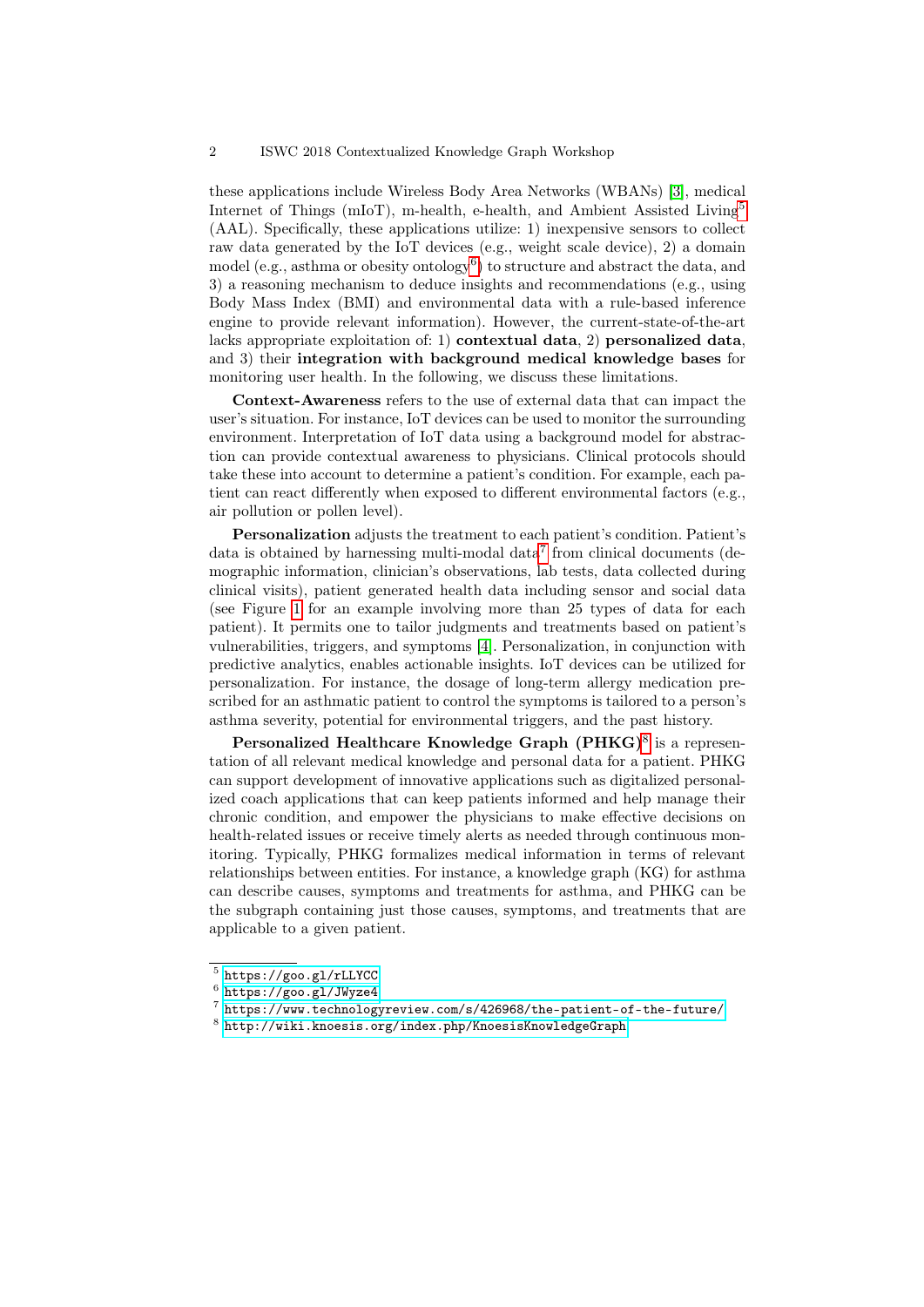these applications include Wireless Body Area Networks (WBANs) [3], medical Internet of Things (mIoT), m-health, e-health, and Ambient Assisted Living[5] (AAL). Specifically, these applications utilize: 1) inexpensive sensors to collect raw data generated by the IoT devices (e.g., weight scale device), 2) a domain model (e.g., asthma or obesity ontology[6]) to structure and abstract the data, and 3) a reasoning mechanism to deduce insights and recommendations (e.g., using Body Mass Index (BMI) and environmental data with a rule-based inference engine to provide relevant information). However, the current-state-of-the-art lacks appropriate exploitation of: 1) **contextual data**, 2) **personalized data**, and 3) their **integration with background medical knowledge bases** for monitoring user health. In the following, we discuss these limitations.

**Context-Awareness** refers to the use of external data that can impact the user's situation. For instance, IoT devices can be used to monitor the surrounding environment. Interpretation of IoT data using a background model for abstraction can provide contextual awareness to physicians. Clinical protocols should take these into account to determine a patient's condition. For example, each patient can react differently when exposed to different environmental factors (e.g., air pollution or pollen level).

**Personalization** adjusts the treatment to each patient's condition. Patient's data is obtained by harnessing multi-modal data[7] from clinical documents (demographic information, clinician's observations, lab tests, data collected during clinical visits), patient generated health data including sensor and social data (see Figure 1 for an example involving more than 25 types of data for each patient). It permits one to tailor judgments and treatments based on patient's vulnerabilities, triggers, and symptoms [4]. Personalization, in conjunction with predictive analytics, enables actionable insights. IoT devices can be utilized for personalization. For instance, the dosage of long-term allergy medication prescribed for an asthmatic patient to control the symptoms is tailored to a person's asthma severity, potential for environmental triggers, and the past history.

**Personalized Healthcare Knowledge Graph (PHKG)**[8] is a representation of all relevant medical knowledge and personal data for a patient. PHKG can support development of innovative applications such as digitalized personalized coach applications that can keep patients informed and help manage their chronic condition, and empower the physicians to make effective decisions on health-related issues or receive timely alerts as needed through continuous monitoring. Typically, PHKG formalizes medical information in terms of relevant relationships between entities. For instance, a knowledge graph (KG) for asthma can describe causes, symptoms and treatments for asthma, and PHKG can be the subgraph containing just those causes, symptoms, and treatments that are applicable to a given patient.

---

[5] https://goo.gl/rLLYCC

[6] https://goo.gl/JWyze4

[7] https://www.technologyreview.com/s/426968/the-patient-of-the-future/

[8] http://wiki.knoesis.org/index.php/KnoesisKnowledgeGraph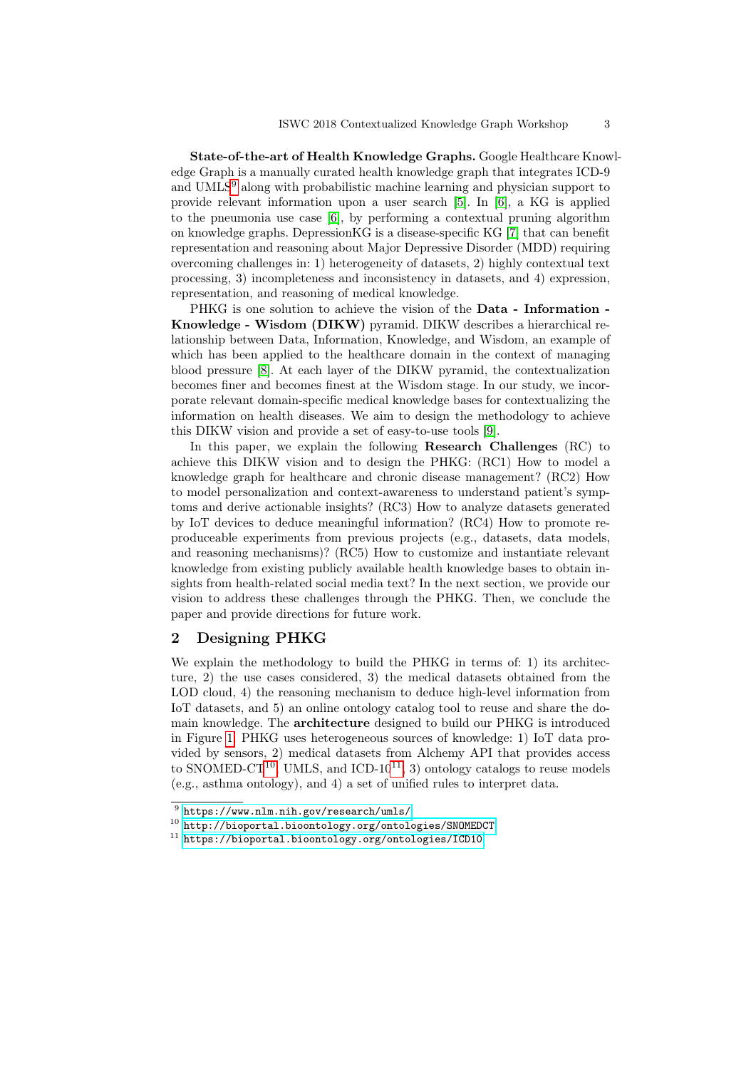**State-of-the-art of Health Knowledge Graphs.** Google Healthcare Knowledge Graph is a manually curated health knowledge graph that integrates ICD-9 and UMLS[9] along with probabilistic machine learning and physician support to provide relevant information upon a user search [5]. In [6], a KG is applied to the pneumonia use case [6], by performing a contextual pruning algorithm on knowledge graphs. DepressionKG is a disease-specific KG [7] that can benefit representation and reasoning about Major Depressive Disorder (MDD) requiring overcoming challenges in: 1) heterogeneity of datasets, 2) highly contextual text processing, 3) incompleteness and inconsistency in datasets, and 4) expression, representation, and reasoning of medical knowledge.

PHKG is one solution to achieve the vision of the **Data - Information - Knowledge - Wisdom (DIKW)** pyramid. DIKW describes a hierarchical relationship between Data, Information, Knowledge, and Wisdom, an example of which has been applied to the healthcare domain in the context of managing blood pressure [8]. At each layer of the DIKW pyramid, the contextualization becomes finer and becomes finest at the Wisdom stage. In our study, we incorporate relevant domain-specific medical knowledge bases for contextualizing the information on health diseases. We aim to design the methodology to achieve this DIKW vision and provide a set of easy-to-use tools [9].

In this paper, we explain the following **Research Challenges** (RC) to achieve this DIKW vision and to design the PHKG: (RC1) How to model a knowledge graph for healthcare and chronic disease management? (RC2) How to model personalization and context-awareness to understand patient's symptoms and derive actionable insights? (RC3) How to analyze datasets generated by IoT devices to deduce meaningful information? (RC4) How to promote reproduceable experiments from previous projects (e.g., datasets, data models, and reasoning mechanisms)? (RC5) How to customize and instantiate relevant knowledge from existing publicly available health knowledge bases to obtain insights from health-related social media text? In the next section, we provide our vision to address these challenges through the PHKG. Then, we conclude the paper and provide directions for future work.

## 2 Designing PHKG

We explain the methodology to build the PHKG in terms of: 1) its architecture, 2) the use cases considered, 3) the medical datasets obtained from the LOD cloud, 4) the reasoning mechanism to deduce high-level information from IoT datasets, and 5) an online ontology catalog tool to reuse and share the domain knowledge. The **architecture** designed to build our PHKG is introduced in Figure 1. PHKG uses heterogeneous sources of knowledge: 1) IoT data provided by sensors, 2) medical datasets from Alchemy API that provides access to SNOMED-CT[10], UMLS, and ICD-10[11], 3) ontology catalogs to reuse models (e.g., asthma ontology), and 4) a set of unified rules to interpret data.

[9] https://www.nlm.nih.gov/research/umls/

[10] http://bioportal.bioontology.org/ontologies/SNOMEDCT

[11] https://bioportal.bioontology.org/ontologies/ICD10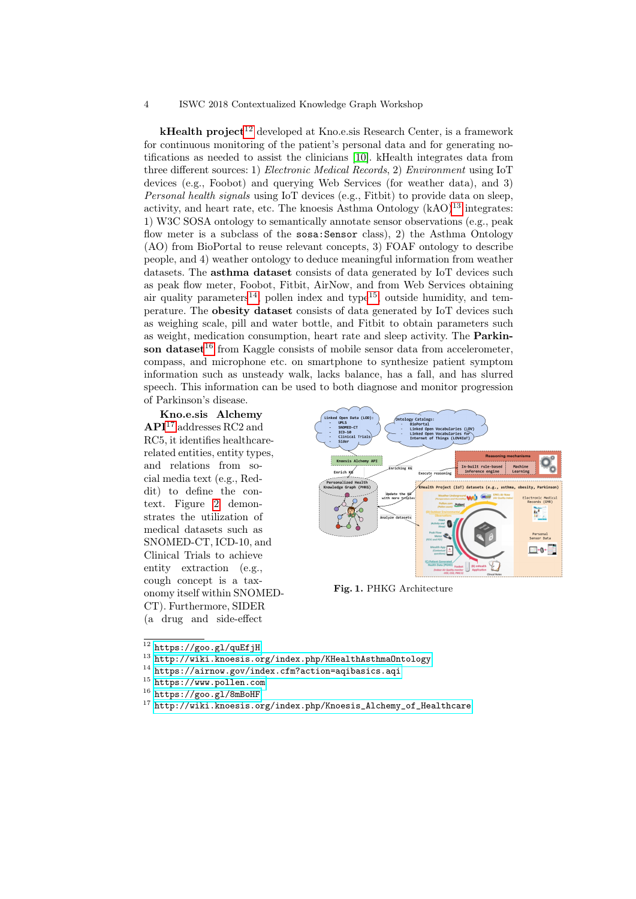**kHealth project**[12] developed at Kno.e.sis Research Center, is a framework for continuous monitoring of the patient's personal data and for generating notifications as needed to assist the clinicians [10]. kHealth integrates data from three different sources: 1) *Electronic Medical Records*, 2) *Environment* using IoT devices (e.g., Foobot) and querying Web Services (for weather data), and 3) *Personal health signals* using IoT devices (e.g., Fitbit) to provide data on sleep, activity, and heart rate, etc. The knoesis Asthma Ontology (kAO)[13] integrates: 1) W3C SOSA ontology to semantically annotate sensor observations (e.g., peak flow meter is a subclass of the `sosa:Sensor` class), 2) the Asthma Ontology (AO) from BioPortal to reuse relevant concepts, 3) FOAF ontology to describe people, and 4) weather ontology to deduce meaningful information from weather datasets. The **asthma dataset** consists of data generated by IoT devices such as peak flow meter, Foobot, Fitbit, AirNow, and from Web Services obtaining air quality parameters[14], pollen index and type[15], outside humidity, and temperature. The **obesity dataset** consists of data generated by IoT devices such as weighing scale, pill and water bottle, and Fitbit to obtain parameters such as weight, medication consumption, heart rate and sleep activity. The **Parkinson dataset**[16] from Kaggle consists of mobile sensor data from accelerometer, compass, and microphone etc. on smartphone to synthesize patient symptom information such as unsteady walk, lacks balance, has a fall, and has slurred speech. This information can be used to both diagnose and monitor progression of Parkinson's disease.

**Kno.e.sis Alchemy API**[17] addresses RC2 and RC5, it identifies healthcare-related entities, entity types, and relations from social media text (e.g., Reddit) to define the context. Figure 2 demonstrates the utilization of medical datasets such as SNOMED-CT, ICD-10, and Clinical Trials to achieve entity extraction (e.g., cough concept is a taxonomy itself within SNOMED-CT). Furthermore, SIDER (a drug and side-effect

**Fig. 1.** PHKG Architecture

[12] https://goo.gl/quEfjH
[13] http://wiki.knoesis.org/index.php/KHealthAsthmaOntology
[14] https://airnow.gov/index.cfm?action=aqibasics.aqi
[15] https://www.pollen.com
[16] https://goo.gl/8mBoHF
[17] http://wiki.knoesis.org/index.php/Knoesis_Alchemy_of_Healthcare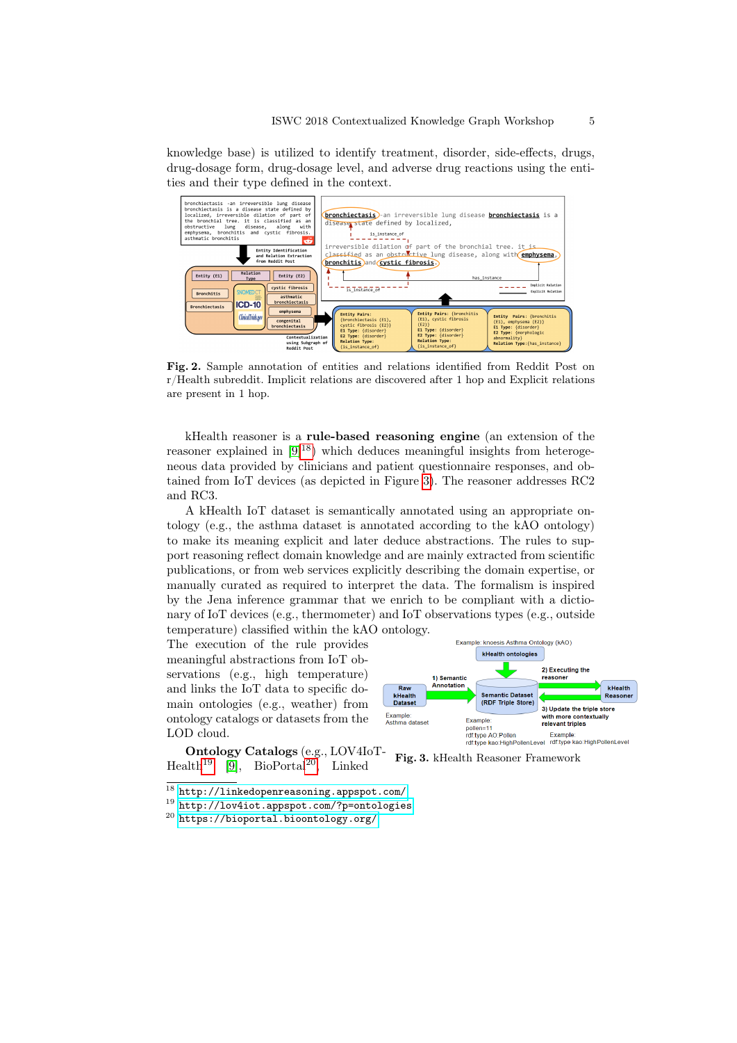knowledge base) is utilized to identify treatment, disorder, side-effects, drugs, drug-dosage form, drug-dosage level, and adverse drug reactions using the entities and their type defined in the context.

**Fig. 2.** Sample annotation of entities and relations identified from Reddit Post on r/Health subreddit. Implicit relations are discovered after 1 hop and Explicit relations are present in 1 hop.

kHealth reasoner is a **rule-based reasoning engine** (an extension of the reasoner explained in [9][18]) which deduces meaningful insights from heterogeneous data provided by clinicians and patient questionnaire responses, and obtained from IoT devices (as depicted in Figure 3). The reasoner addresses RC2 and RC3.

A kHealth IoT dataset is semantically annotated using an appropriate ontology (e.g., the asthma dataset is annotated according to the kAO ontology) to make its meaning explicit and later deduce abstractions. The rules to support reasoning reflect domain knowledge and are mainly extracted from scientific publications, or from web services explicitly describing the domain expertise, or manually curated as required to interpret the data. The formalism is inspired by the Jena inference grammar that we enrich to be compliant with a dictionary of IoT devices (e.g., thermometer) and IoT observations types (e.g., outside temperature) classified within the kAO ontology.

The execution of the rule provides meaningful abstractions from IoT observations (e.g., high temperature) and links the IoT data to specific domain ontologies (e.g., weather) from ontology catalogs or datasets from the LOD cloud.

**Fig. 3.** kHealth Reasoner Framework

**Ontology Catalogs** (e.g., LOV4IoT-Health[19] [9], BioPortal[20] Linked

[18] http://linkedopenreasoning.appspot.com/

[19] http://lov4iot.appspot.com/?p=ontologies

[20] https://bioportal.bioontology.org/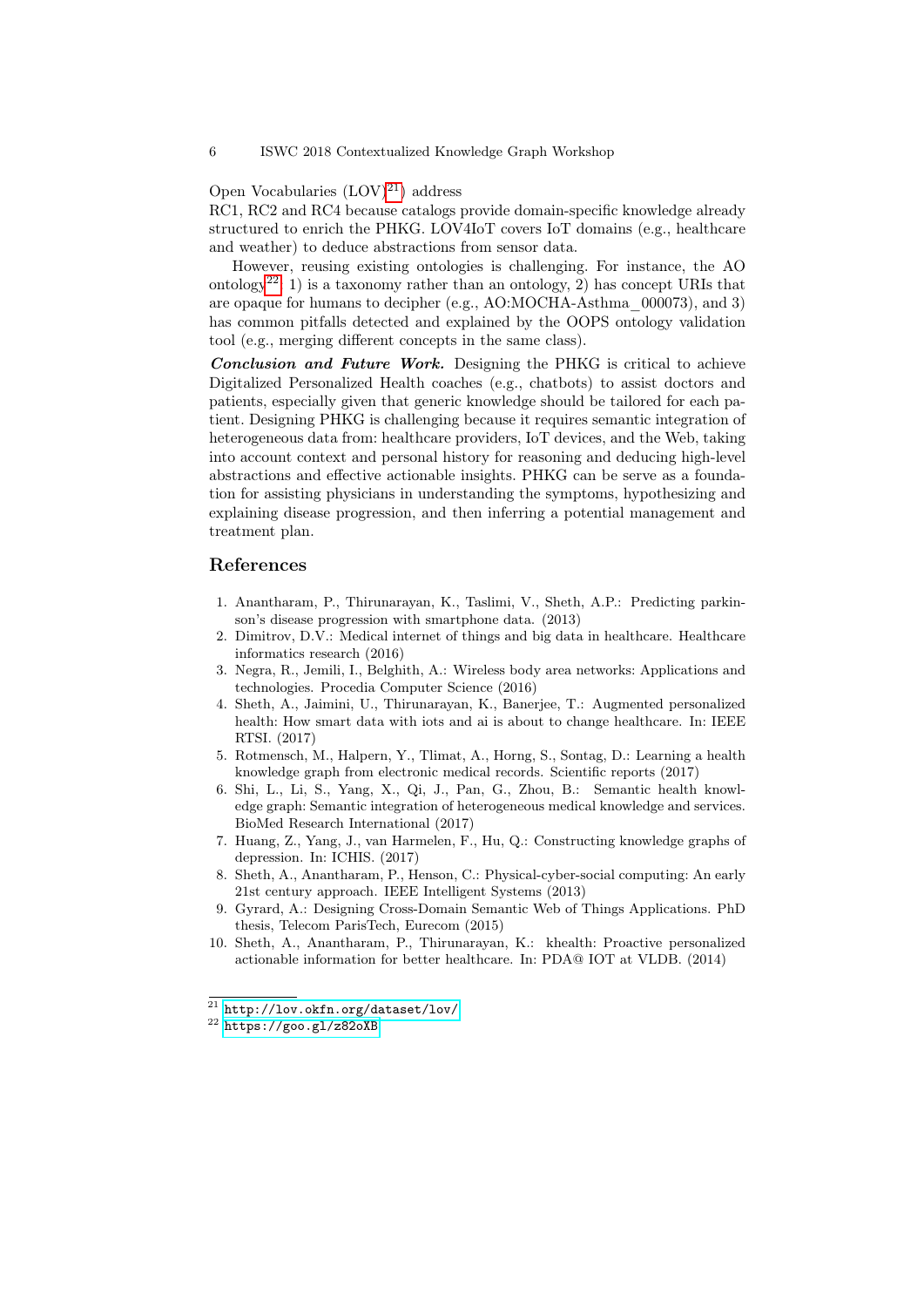Open Vocabularies (LOV)[21]) address RC1, RC2 and RC4 because catalogs provide domain-specific knowledge already structured to enrich the PHKG. LOV4IoT covers IoT domains (e.g., healthcare and weather) to deduce abstractions from sensor data.

However, reusing existing ontologies is challenging. For instance, the AO ontology[22] 1) is a taxonomy rather than an ontology, 2) has concept URIs that are opaque for humans to decipher (e.g., AO:MOCHA-Asthma_000073), and 3) has common pitfalls detected and explained by the OOPS ontology validation tool (e.g., merging different concepts in the same class).

***Conclusion and Future Work.*** Designing the PHKG is critical to achieve Digitalized Personalized Health coaches (e.g., chatbots) to assist doctors and patients, especially given that generic knowledge should be tailored for each patient. Designing PHKG is challenging because it requires semantic integration of heterogeneous data from: healthcare providers, IoT devices, and the Web, taking into account context and personal history for reasoning and deducing high-level abstractions and effective actionable insights. PHKG can be serve as a foundation for assisting physicians in understanding the symptoms, hypothesizing and explaining disease progression, and then inferring a potential management and treatment plan.

## References

1. Anantharam, P., Thirunarayan, K., Taslimi, V., Sheth, A.P.: Predicting parkinson's disease progression with smartphone data. (2013)
2. Dimitrov, D.V.: Medical internet of things and big data in healthcare. Healthcare informatics research (2016)
3. Negra, R., Jemili, I., Belghith, A.: Wireless body area networks: Applications and technologies. Procedia Computer Science (2016)
4. Sheth, A., Jaimini, U., Thirunarayan, K., Banerjee, T.: Augmented personalized health: How smart data with iots and ai is about to change healthcare. In: IEEE RTSI. (2017)
5. Rotmensch, M., Halpern, Y., Tlimat, A., Horng, S., Sontag, D.: Learning a health knowledge graph from electronic medical records. Scientific reports (2017)
6. Shi, L., Li, S., Yang, X., Qi, J., Pan, G., Zhou, B.: Semantic health knowledge graph: Semantic integration of heterogeneous medical knowledge and services. BioMed Research International (2017)
7. Huang, Z., Yang, J., van Harmelen, F., Hu, Q.: Constructing knowledge graphs of depression. In: ICHIS. (2017)
8. Sheth, A., Anantharam, P., Henson, C.: Physical-cyber-social computing: An early 21st century approach. IEEE Intelligent Systems (2013)
9. Gyrard, A.: Designing Cross-Domain Semantic Web of Things Applications. PhD thesis, Telecom ParisTech, Eurecom (2015)
10. Sheth, A., Anantharam, P., Thirunarayan, K.: khealth: Proactive personalized actionable information for better healthcare. In: PDA@ IOT at VLDB. (2014)

[21] http://lov.okfn.org/dataset/lov/

[22] https://goo.gl/z82oXB